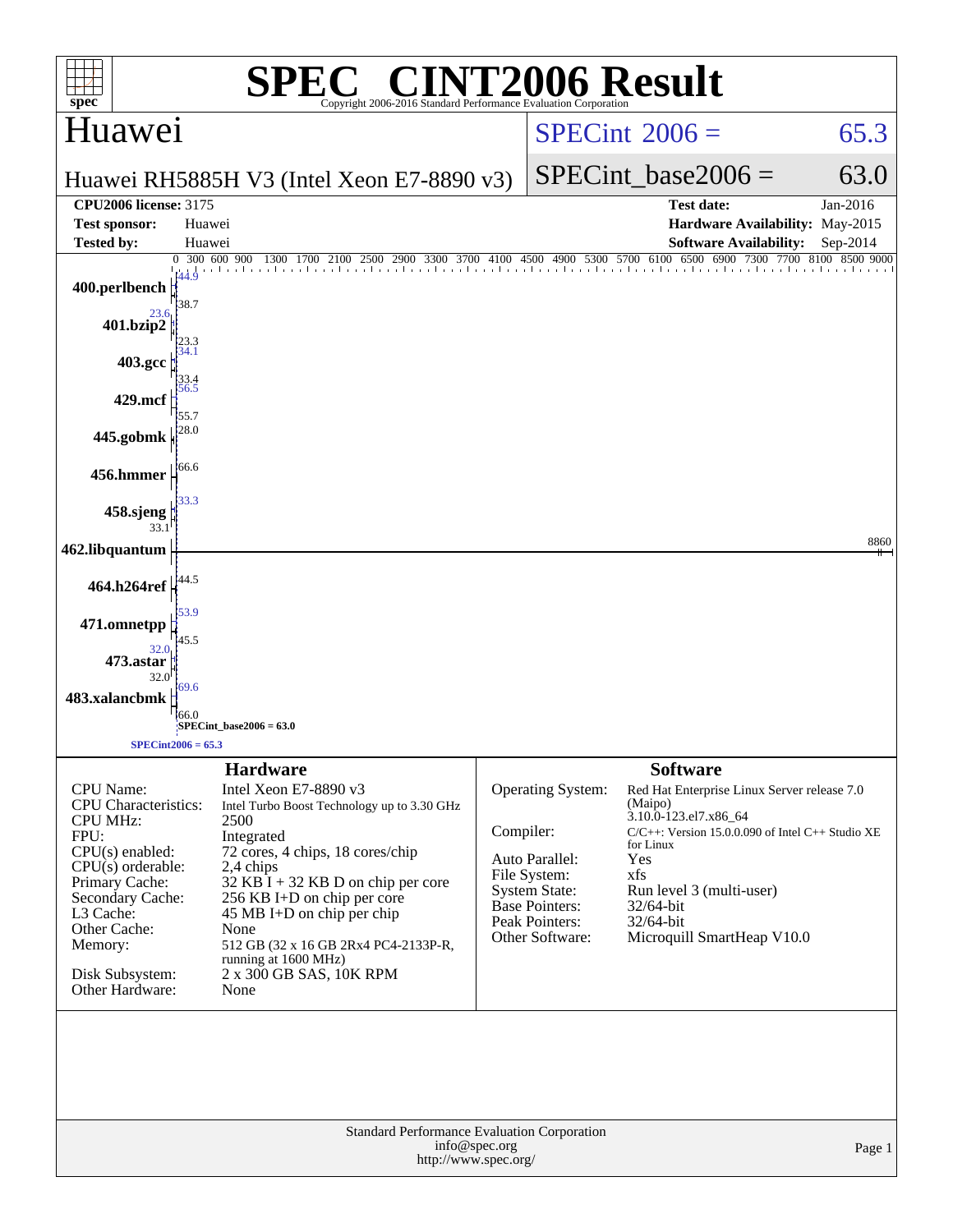# SPEC CINT2006 Result

Copyright 2006-2016 Standard Performance Evaluation Corporation

## Huawei

**Huawei RH5885H V3 (Intel Xeon E7-8890 v3)**

SPECint 2006 = 65.3

SPECint_base2006 = 63.0

| | | | |
|---|---|---|---|
| **CPU2006 license:** 3175 | | **Test date:** | Jan-2016 |
| **Test sponsor:** | Huawei | **Hardware Availability:** | May-2015 |
| **Tested by:** | Huawei | **Software Availability:** | Sep-2014 |

| Benchmark | Peak | Base |
|---|---|---|
| 400.perlbench | 44.9 | 38.7 |
| 401.bzip2 | 23.6 | 23.3 |
| 403.gcc | 34.1 | 33.4 |
| 429.mcf | 56.5 | 55.7 |
| 445.gobmk | 28.0 | |
| 456.hmmer | 66.6 | |
| 458.sjeng | 33.3 | 33.1 |
| 462.libquantum | 8860 | |
| 464.h264ref | 44.5 | |
| 471.omnetpp | 53.9 | 45.5 |
| 473.astar | 32.0 | 32.0 |
| 483.xalancbmk | 69.6 | 66.0 |

SPECint_base2006 = 63.0

SPECint2006 = 65.3

### Hardware

| | |
|---|---|
| CPU Name: | Intel Xeon E7-8890 v3 |
| CPU Characteristics: | Intel Turbo Boost Technology up to 3.30 GHz |
| CPU MHz: | 2500 |
| FPU: | Integrated |
| CPU(s) enabled: | 72 cores, 4 chips, 18 cores/chip |
| CPU(s) orderable: | 2,4 chips |
| Primary Cache: | 32 KB I + 32 KB D on chip per core |
| Secondary Cache: | 256 KB I+D on chip per core |
| L3 Cache: | 45 MB I+D on chip per chip |
| Other Cache: | None |
| Memory: | 512 GB (32 x 16 GB 2Rx4 PC4-2133P-R, running at 1600 MHz) |
| Disk Subsystem: | 2 x 300 GB SAS, 10K RPM |
| Other Hardware: | None |

### Software

| | |
|---|---|
| Operating System: | Red Hat Enterprise Linux Server release 7.0 (Maipo) 3.10.0-123.el7.x86_64 |
| Compiler: | C/C++: Version 15.0.0.090 of Intel C++ Studio XE for Linux |
| Auto Parallel: | Yes |
| File System: | xfs |
| System State: | Run level 3 (multi-user) |
| Base Pointers: | 32/64-bit |
| Peak Pointers: | 32/64-bit |
| Other Software: | Microquill SmartHeap V10.0 |

Standard Performance Evaluation Corporation
info@spec.org
http://www.spec.org/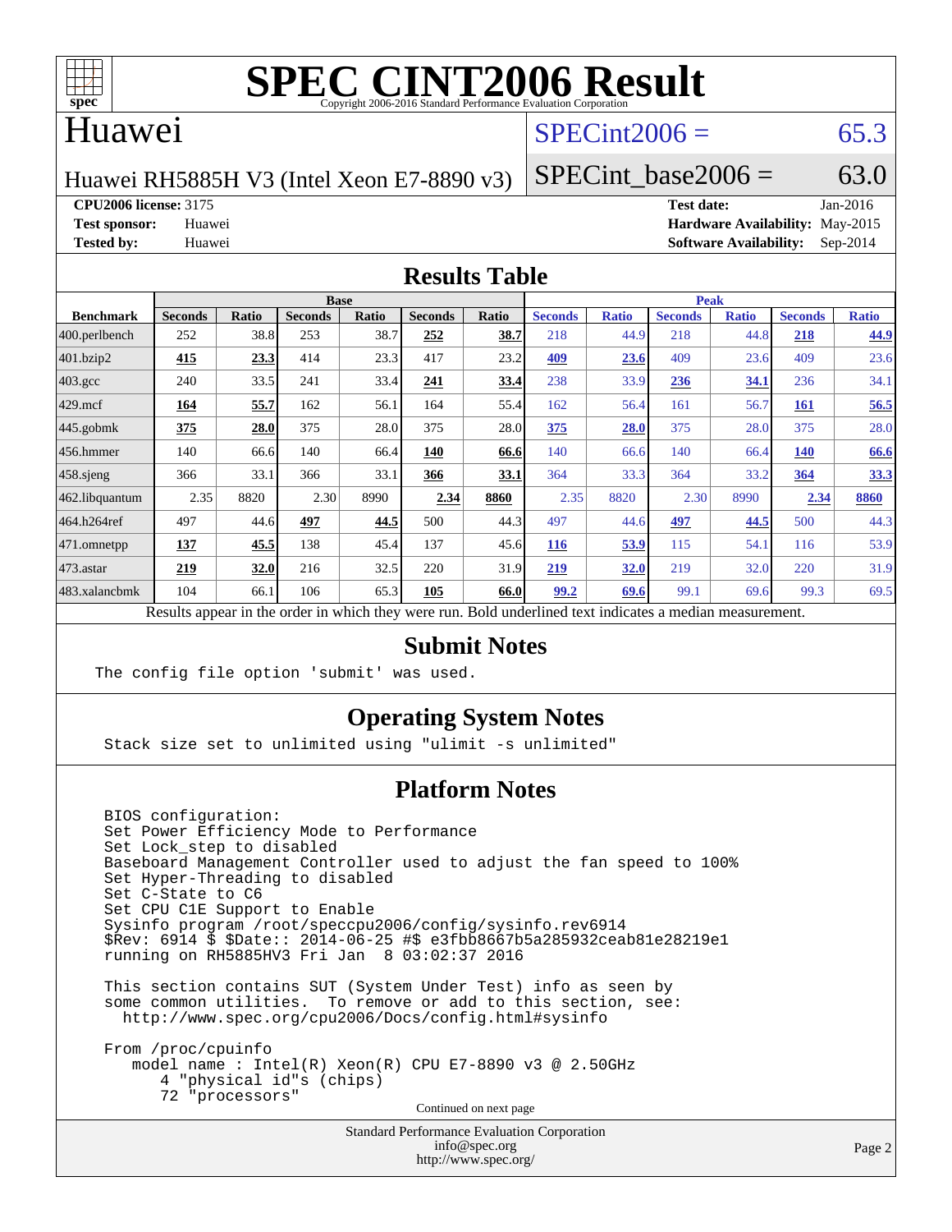# SPEC CINT2006 Result

Copyright 2006-2016 Standard Performance Evaluation Corporation

## Huawei

Huawei RH5885H V3 (Intel Xeon E7-8890 v3)

SPECint2006 = 65.3

SPECint_base2006 = 63.0

**CPU2006 license:** 3175
**Test sponsor:** Huawei
**Tested by:** Huawei

**Test date:** Jan-2016
**Hardware Availability:** May-2015
**Software Availability:** Sep-2014

## Results Table

| Benchmark | Base | | | | | | Peak | | | | | |
|---|---|---|---|---|---|---|---|---|---|---|---|---|
| | Seconds | Ratio | Seconds | Ratio | Seconds | Ratio | Seconds | Ratio | Seconds | Ratio | Seconds | Ratio |
| 400.perlbench | 252 | 38.8 | 253 | 38.7 | **252** | **38.7** | 218 | 44.9 | 218 | 44.8 | **218** | **44.9** |
| 401.bzip2 | **415** | **23.3** | 414 | 23.3 | 417 | 23.2 | **409** | **23.6** | 409 | 23.6 | 409 | 23.6 |
| 403.gcc | 240 | 33.5 | 241 | 33.4 | **241** | **33.4** | 238 | 33.9 | **236** | **34.1** | 236 | 34.1 |
| 429.mcf | **164** | **55.7** | 162 | 56.1 | 164 | 55.4 | 162 | 56.4 | 161 | 56.7 | **161** | **56.5** |
| 445.gobmk | **375** | **28.0** | 375 | 28.0 | 375 | 28.0 | **375** | **28.0** | 375 | 28.0 | 375 | 28.0 |
| 456.hmmer | 140 | 66.6 | 140 | 66.4 | **140** | **66.6** | 140 | 66.6 | 140 | 66.4 | **140** | **66.6** |
| 458.sjeng | 366 | 33.1 | 366 | 33.1 | **366** | **33.1** | 364 | 33.3 | 364 | 33.2 | **364** | **33.3** |
| 462.libquantum | 2.35 | 8820 | 2.30 | 8990 | **2.34** | **8860** | 2.35 | 8820 | 2.30 | 8990 | **2.34** | **8860** |
| 464.h264ref | 497 | 44.6 | **497** | **44.5** | 500 | 44.3 | 497 | 44.6 | **497** | **44.5** | 500 | 44.3 |
| 471.omnetpp | **137** | **45.5** | 138 | 45.4 | 137 | 45.6 | **116** | **53.9** | 115 | 54.1 | 116 | 53.9 |
| 473.astar | **219** | **32.0** | 216 | 32.5 | 220 | 31.9 | **219** | **32.0** | 219 | 32.0 | 220 | 31.9 |
| 483.xalancbmk | 104 | 66.1 | 106 | 65.3 | **105** | **66.0** | **99.2** | **69.6** | 99.1 | 69.6 | 99.3 | 69.5 |

Results appear in the order in which they were run. Bold underlined text indicates a median measurement.

## Submit Notes

```
The config file option 'submit' was used.
```

## Operating System Notes

```
Stack size set to unlimited using "ulimit -s unlimited"
```

## Platform Notes

```
BIOS configuration:
Set Power Efficiency Mode to Performance
Set Lock_step to disabled
Baseboard Management Controller used to adjust the fan speed to 100%
Set Hyper-Threading to disabled
Set C-State to C6
Set CPU C1E Support to Enable
Sysinfo program /root/speccpu2006/config/sysinfo.rev6914
$Rev: 6914 $ $Date:: 2014-06-25 #$ e3fbb8667b5a285932ceab81e28219e1
running on RH5885HV3 Fri Jan  8 03:02:37 2016

This section contains SUT (System Under Test) info as seen by
some common utilities.  To remove or add to this section, see:
  http://www.spec.org/cpu2006/Docs/config.html#sysinfo

From /proc/cpuinfo
   model name : Intel(R) Xeon(R) CPU E7-8890 v3 @ 2.50GHz
      4 "physical id"s (chips)
      72 "processors"
```

Continued on next page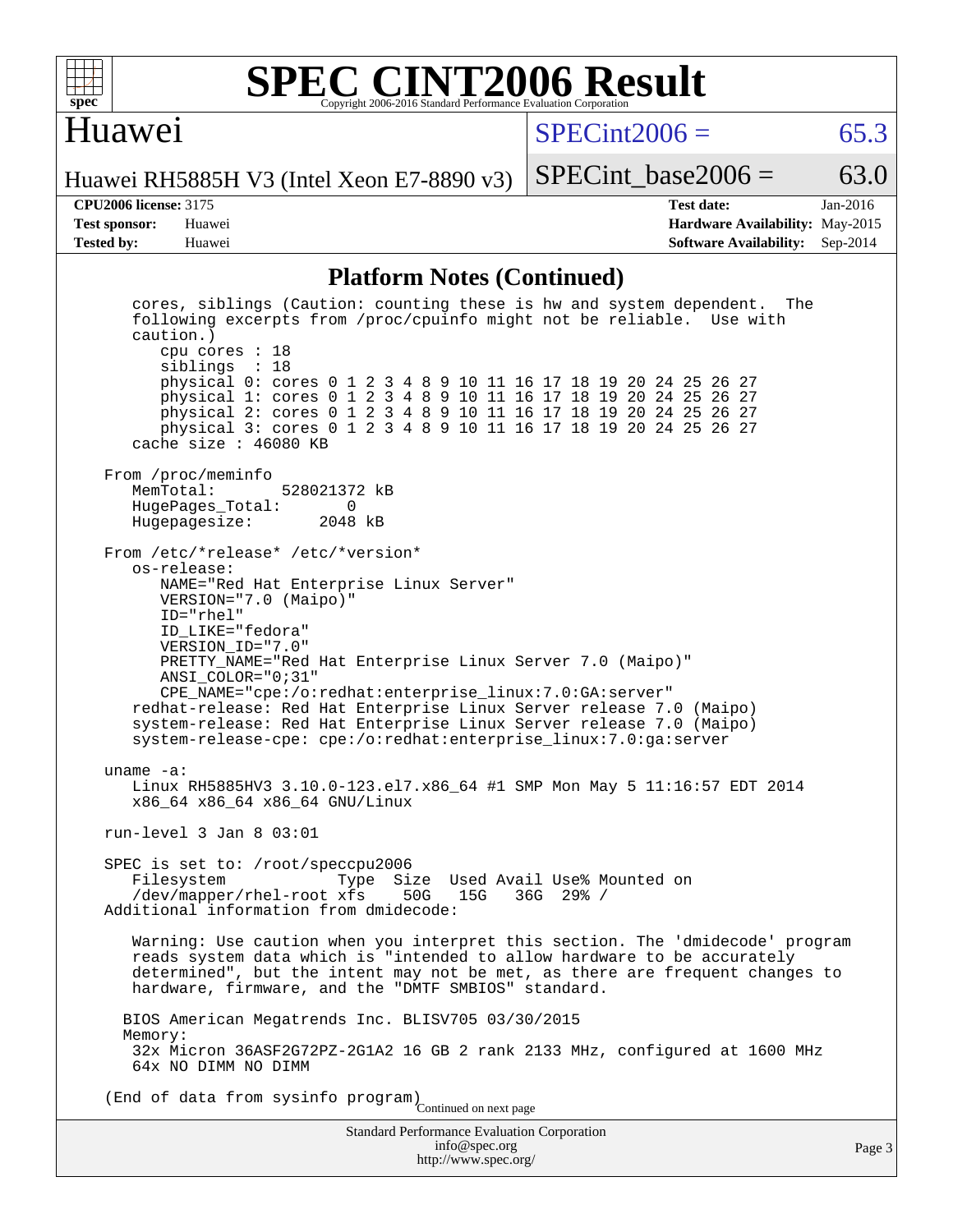# SPEC CINT2006 Result

Copyright 2006-2016 Standard Performance Evaluation Corporation

**Huawei**

Huawei RH5885H V3 (Intel Xeon E7-8890 v3)

SPECint2006 = 65.3

SPECint_base2006 = 63.0

| | | | |
|---|---|---|---|
| **CPU2006 license:** 3175 | | **Test date:** | Jan-2016 |
| **Test sponsor:** | Huawei | **Hardware Availability:** | May-2015 |
| **Tested by:** | Huawei | **Software Availability:** | Sep-2014 |

## Platform Notes (Continued)

```
    cores, siblings (Caution: counting these is hw and system dependent.  The
    following excerpts from /proc/cpuinfo might not be reliable.  Use with
    caution.)
       cpu cores : 18
       siblings  : 18
       physical 0: cores 0 1 2 3 4 8 9 10 11 16 17 18 19 20 24 25 26 27
       physical 1: cores 0 1 2 3 4 8 9 10 11 16 17 18 19 20 24 25 26 27
       physical 2: cores 0 1 2 3 4 8 9 10 11 16 17 18 19 20 24 25 26 27
       physical 3: cores 0 1 2 3 4 8 9 10 11 16 17 18 19 20 24 25 26 27
    cache size : 46080 KB

 From /proc/meminfo
    MemTotal:       528021372 kB
    HugePages_Total:        0
    Hugepagesize:        2048 kB

 From /etc/*release* /etc/*version*
    os-release:
       NAME="Red Hat Enterprise Linux Server"
       VERSION="7.0 (Maipo)"
       ID="rhel"
       ID_LIKE="fedora"
       VERSION_ID="7.0"
       PRETTY_NAME="Red Hat Enterprise Linux Server 7.0 (Maipo)"
       ANSI_COLOR="0;31"
       CPE_NAME="cpe:/o:redhat:enterprise_linux:7.0:GA:server"
    redhat-release: Red Hat Enterprise Linux Server release 7.0 (Maipo)
    system-release: Red Hat Enterprise Linux Server release 7.0 (Maipo)
    system-release-cpe: cpe:/o:redhat:enterprise_linux:7.0:ga:server

 uname -a:
    Linux RH5885HV3 3.10.0-123.el7.x86_64 #1 SMP Mon May 5 11:16:57 EDT 2014
    x86_64 x86_64 x86_64 GNU/Linux

 run-level 3 Jan 8 03:01

 SPEC is set to: /root/speccpu2006
    Filesystem            Type  Size  Used Avail Use% Mounted on
    /dev/mapper/rhel-root xfs    50G   15G   36G  29% /
 Additional information from dmidecode:

    Warning: Use caution when you interpret this section. The 'dmidecode' program
    reads system data which is "intended to allow hardware to be accurately
    determined", but the intent may not be met, as there are frequent changes to
    hardware, firmware, and the "DMTF SMBIOS" standard.

   BIOS American Megatrends Inc. BLISV705 03/30/2015
   Memory:
    32x Micron 36ASF2G72PZ-2G1A2 16 GB 2 rank 2133 MHz, configured at 1600 MHz
    64x NO DIMM NO DIMM

 (End of data from sysinfo program)
```

Continued on next page

Standard Performance Evaluation Corporation
info@spec.org
http://www.spec.org/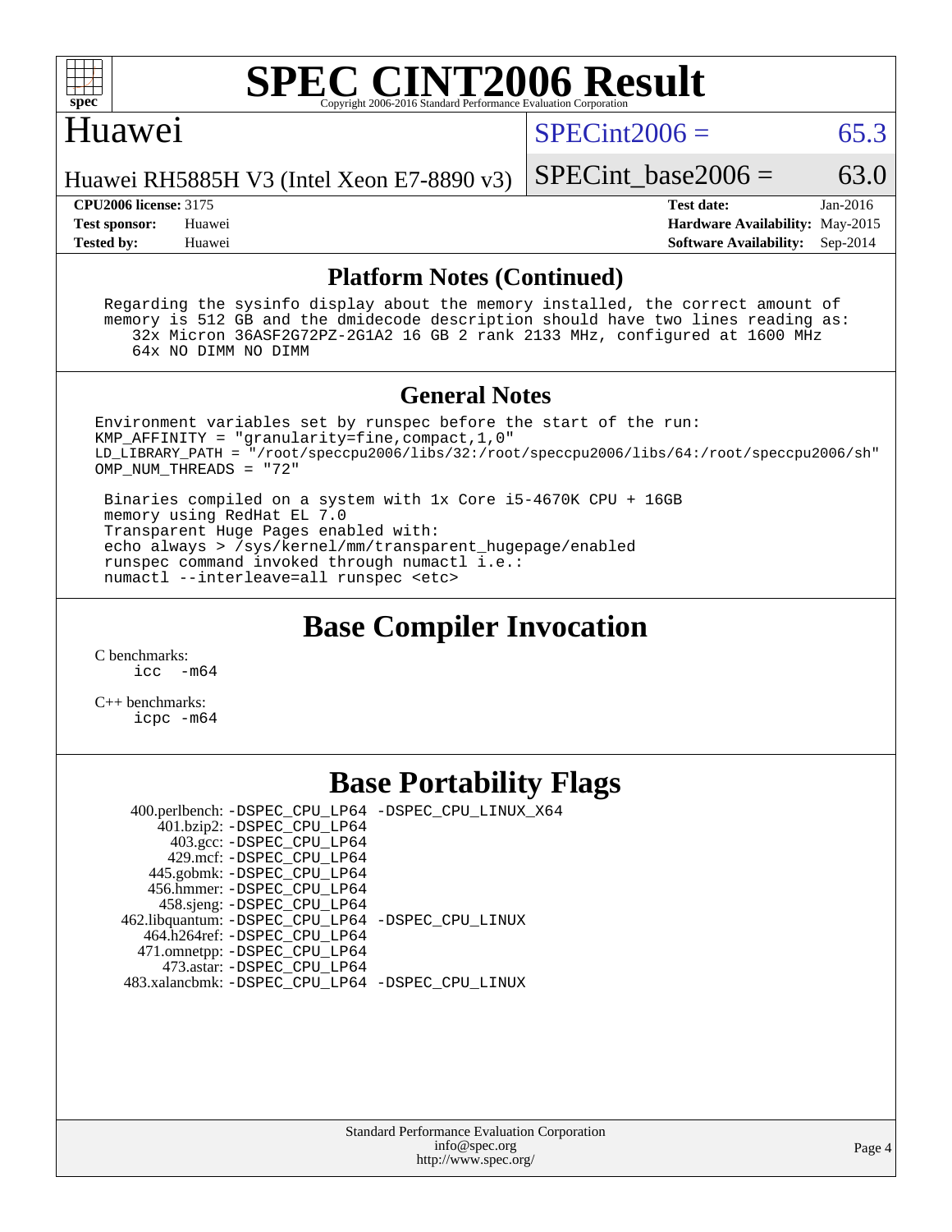# SPEC CINT2006 Result

## Huawei

Huawei RH5885H V3 (Intel Xeon E7-8890 v3)

SPECint2006 = 65.3

SPECint_base2006 = 63.0

**CPU2006 license:** 3175
**Test sponsor:** Huawei
**Tested by:** Huawei

**Test date:** Jan-2016
**Hardware Availability:** May-2015
**Software Availability:** Sep-2014

## Platform Notes (Continued)

```
Regarding the sysinfo display about the memory installed, the correct amount of
memory is 512 GB and the dmidecode description should have two lines reading as:
    32x Micron 36ASF2G72PZ-2G1A2 16 GB 2 rank 2133 MHz, configured at 1600 MHz
    64x NO DIMM NO DIMM
```

## General Notes

```
Environment variables set by runspec before the start of the run:
KMP_AFFINITY = "granularity=fine,compact,1,0"
LD_LIBRARY_PATH = "/root/speccpu2006/libs/32:/root/speccpu2006/libs/64:/root/speccpu2006/sh"
OMP_NUM_THREADS = "72"

 Binaries compiled on a system with 1x Core i5-4670K CPU + 16GB
 memory using RedHat EL 7.0
 Transparent Huge Pages enabled with:
 echo always > /sys/kernel/mm/transparent_hugepage/enabled
 runspec command invoked through numactl i.e.:
 numactl --interleave=all runspec <etc>
```

## Base Compiler Invocation

C benchmarks:
```
icc   -m64
```

C++ benchmarks:
```
icpc -m64
```

## Base Portability Flags

| Benchmark | Flags |
|---|---|
| 400.perlbench: | -DSPEC_CPU_LP64 -DSPEC_CPU_LINUX_X64 |
| 401.bzip2: | -DSPEC_CPU_LP64 |
| 403.gcc: | -DSPEC_CPU_LP64 |
| 429.mcf: | -DSPEC_CPU_LP64 |
| 445.gobmk: | -DSPEC_CPU_LP64 |
| 456.hmmer: | -DSPEC_CPU_LP64 |
| 458.sjeng: | -DSPEC_CPU_LP64 |
| 462.libquantum: | -DSPEC_CPU_LP64 -DSPEC_CPU_LINUX |
| 464.h264ref: | -DSPEC_CPU_LP64 |
| 471.omnetpp: | -DSPEC_CPU_LP64 |
| 473.astar: | -DSPEC_CPU_LP64 |
| 483.xalancbmk: | -DSPEC_CPU_LP64 -DSPEC_CPU_LINUX |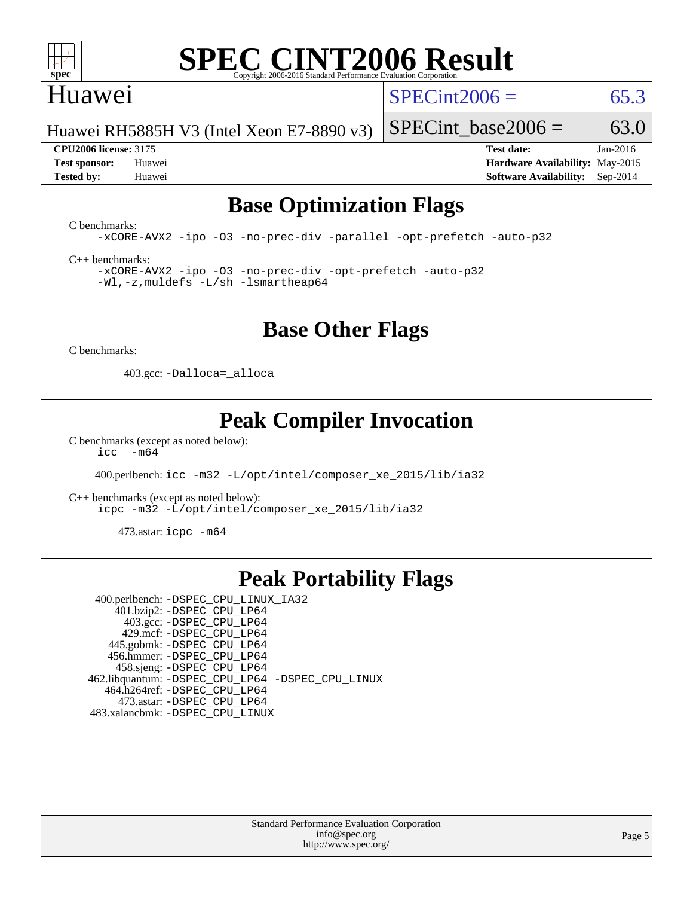# SPEC CINT2006 Result

Copyright 2006-2016 Standard Performance Evaluation Corporation

## Huawei

Huawei RH5885H V3 (Intel Xeon E7-8890 v3)

SPECint2006 = 65.3

SPECint_base2006 = 63.0

| | | | |
|---|---|---|---|
| **CPU2006 license:** 3175 | | **Test date:** | Jan-2016 |
| **Test sponsor:** | Huawei | **Hardware Availability:** | May-2015 |
| **Tested by:** | Huawei | **Software Availability:** | Sep-2014 |

## Base Optimization Flags

C benchmarks:

```
-xCORE-AVX2 -ipo -O3 -no-prec-div -parallel -opt-prefetch -auto-p32
```

C++ benchmarks:

```
-xCORE-AVX2 -ipo -O3 -no-prec-div -opt-prefetch -auto-p32
-Wl,-z,muldefs -L/sh -lsmartheap64
```

## Base Other Flags

C benchmarks:

403.gcc: `-Dalloca=_alloca`

## Peak Compiler Invocation

C benchmarks (except as noted below):

```
icc  -m64
```

400.perlbench: `icc -m32 -L/opt/intel/composer_xe_2015/lib/ia32`

C++ benchmarks (except as noted below):

```
icpc -m32 -L/opt/intel/composer_xe_2015/lib/ia32
```

473.astar: `icpc -m64`

## Peak Portability Flags

400.perlbench: `-DSPEC_CPU_LINUX_IA32`
401.bzip2: `-DSPEC_CPU_LP64`
403.gcc: `-DSPEC_CPU_LP64`
429.mcf: `-DSPEC_CPU_LP64`
445.gobmk: `-DSPEC_CPU_LP64`
456.hmmer: `-DSPEC_CPU_LP64`
458.sjeng: `-DSPEC_CPU_LP64`
462.libquantum: `-DSPEC_CPU_LP64 -DSPEC_CPU_LINUX`
464.h264ref: `-DSPEC_CPU_LP64`
473.astar: `-DSPEC_CPU_LP64`
483.xalancbmk: `-DSPEC_CPU_LINUX`

Standard Performance Evaluation Corporation
info@spec.org
http://www.spec.org/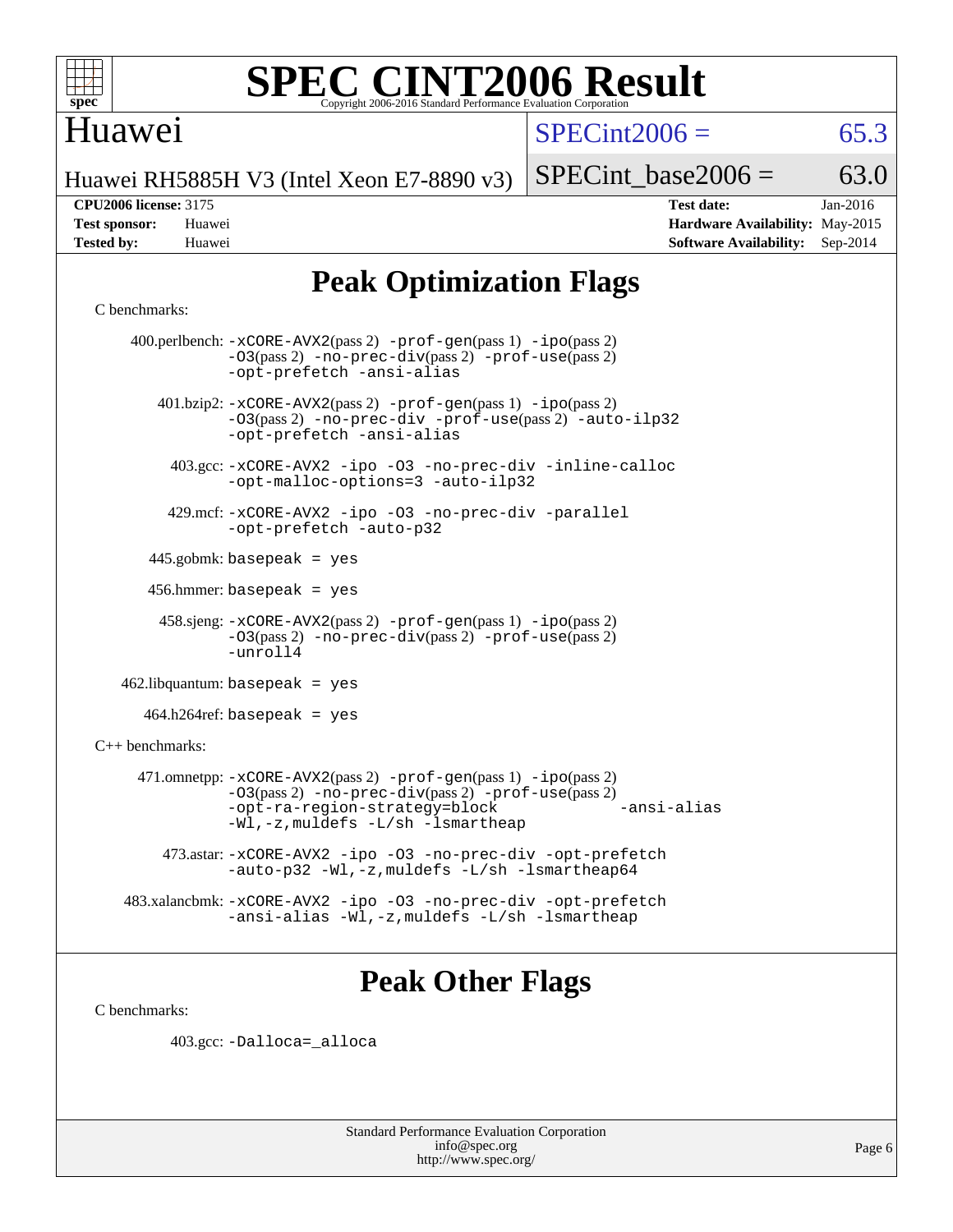# SPEC CINT2006 Result

Copyright 2006-2016 Standard Performance Evaluation Corporation

## Huawei

Huawei RH5885H V3 (Intel Xeon E7-8890 v3)

SPECint2006 = 65.3

SPECint_base2006 = 63.0

**CPU2006 license:** 3175
**Test sponsor:** Huawei
**Tested by:** Huawei

**Test date:** Jan-2016
**Hardware Availability:** May-2015
**Software Availability:** Sep-2014

## Peak Optimization Flags

C benchmarks:

400.perlbench: -xCORE-AVX2(pass 2) -prof-gen(pass 1) -ipo(pass 2) -O3(pass 2) -no-prec-div(pass 2) -prof-use(pass 2) -opt-prefetch -ansi-alias

401.bzip2: -xCORE-AVX2(pass 2) -prof-gen(pass 1) -ipo(pass 2) -O3(pass 2) -no-prec-div -prof-use(pass 2) -auto-ilp32 -opt-prefetch -ansi-alias

403.gcc: -xCORE-AVX2 -ipo -O3 -no-prec-div -inline-calloc -opt-malloc-options=3 -auto-ilp32

429.mcf: -xCORE-AVX2 -ipo -O3 -no-prec-div -parallel -opt-prefetch -auto-p32

445.gobmk: basepeak = yes

456.hmmer: basepeak = yes

458.sjeng: -xCORE-AVX2(pass 2) -prof-gen(pass 1) -ipo(pass 2) -O3(pass 2) -no-prec-div(pass 2) -prof-use(pass 2) -unroll4

462.libquantum: basepeak = yes

464.h264ref: basepeak = yes

C++ benchmarks:

471.omnetpp: -xCORE-AVX2(pass 2) -prof-gen(pass 1) -ipo(pass 2) -O3(pass 2) -no-prec-div(pass 2) -prof-use(pass 2) -opt-ra-region-strategy=block -ansi-alias -Wl,-z,muldefs -L/sh -lsmartheap

473.astar: -xCORE-AVX2 -ipo -O3 -no-prec-div -opt-prefetch -auto-p32 -Wl,-z,muldefs -L/sh -lsmartheap64

483.xalancbmk: -xCORE-AVX2 -ipo -O3 -no-prec-div -opt-prefetch -ansi-alias -Wl,-z,muldefs -L/sh -lsmartheap

## Peak Other Flags

C benchmarks:

403.gcc: -Dalloca=_alloca

Standard Performance Evaluation Corporation
info@spec.org
http://www.spec.org/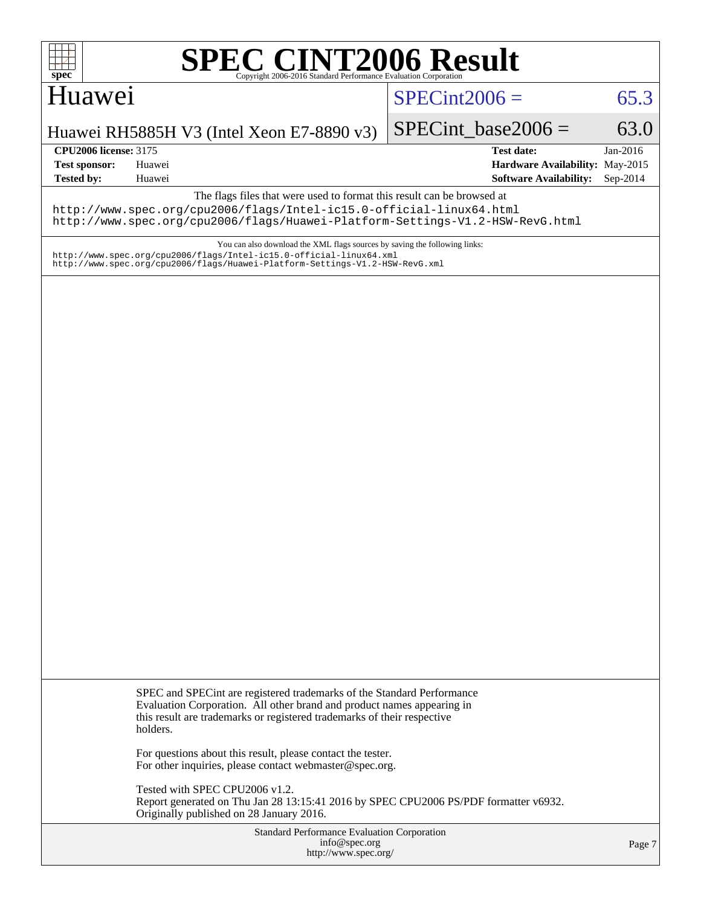The flags files that were used to format this result can be browsed at
http://www.spec.org/cpu2006/flags/Intel-ic15.0-official-linux64.html
http://www.spec.org/cpu2006/flags/Huawei-Platform-Settings-V1.2-HSW-RevG.html

You can also download the XML flags sources by saving the following links:
http://www.spec.org/cpu2006/flags/Intel-ic15.0-official-linux64.xml
http://www.spec.org/cpu2006/flags/Huawei-Platform-Settings-V1.2-HSW-RevG.xml

SPEC and SPECint are registered trademarks of the Standard Performance Evaluation Corporation. All other brand and product names appearing in this result are trademarks or registered trademarks of their respective holders.

For questions about this result, please contact the tester.
For other inquiries, please contact webmaster@spec.org.

Tested with SPEC CPU2006 v1.2.
Report generated on Thu Jan 28 13:15:41 2016 by SPEC CPU2006 PS/PDF formatter v6932.
Originally published on 28 January 2016.